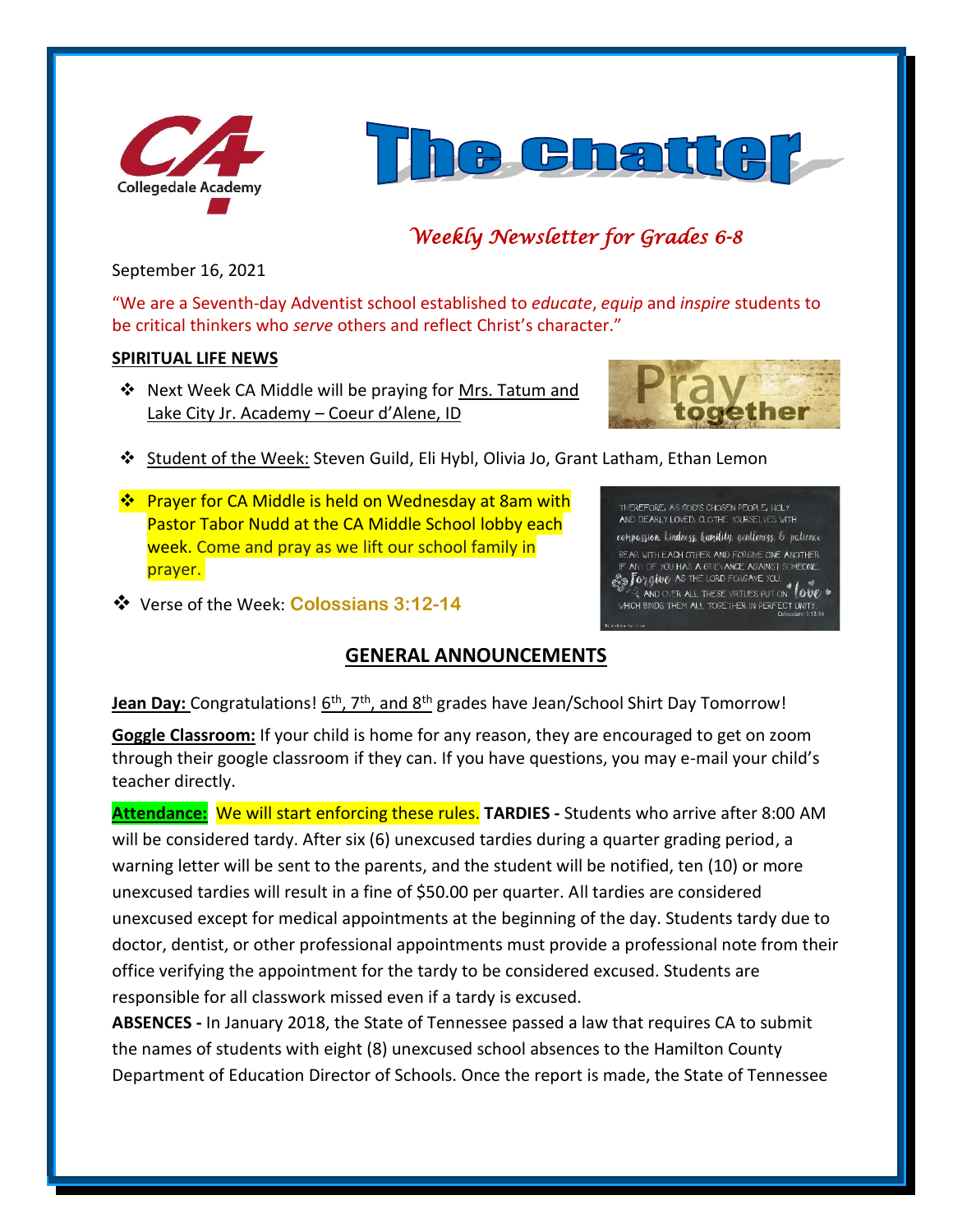# The Chatter

*Weekly Newsletter for Grades 6-8*

September 16, 2021

"We are a Seventh-day Adventist school established to *educate*, *equip* and *inspire* students to be critical thinkers who *serve* others and reflect Christ's character."

**SPIRITUAL LIFE NEWS**

- Next Week CA Middle will be praying for Mrs. Tatum and Lake City Jr. Academy – Coeur d'Alene, ID
- Student of the Week: Steven Guild, Eli Hybl, Olivia Jo, Grant Latham, Ethan Lemon
- Prayer for CA Middle is held on Wednesday at 8am with Pastor Tabor Nudd at the CA Middle School lobby each week. Come and pray as we lift our school family in prayer.
- Verse of the Week: **Colossians 3:12-14**

## GENERAL ANNOUNCEMENTS

**Jean Day:** Congratulations! 6th, 7th, and 8th grades have Jean/School Shirt Day Tomorrow!

**Goggle Classroom:** If your child is home for any reason, they are encouraged to get on zoom through their google classroom if they can. If you have questions, you may e-mail your child's teacher directly.

**Attendance:** We will start enforcing these rules. **TARDIES -** Students who arrive after 8:00 AM will be considered tardy. After six (6) unexcused tardies during a quarter grading period, a warning letter will be sent to the parents, and the student will be notified, ten (10) or more unexcused tardies will result in a fine of $50.00 per quarter. All tardies are considered unexcused except for medical appointments at the beginning of the day. Students tardy due to doctor, dentist, or other professional appointments must provide a professional note from their office verifying the appointment for the tardy to be considered excused. Students are responsible for all classwork missed even if a tardy is excused.

**ABSENCES -** In January 2018, the State of Tennessee passed a law that requires CA to submit the names of students with eight (8) unexcused school absences to the Hamilton County Department of Education Director of Schools. Once the report is made, the State of Tennessee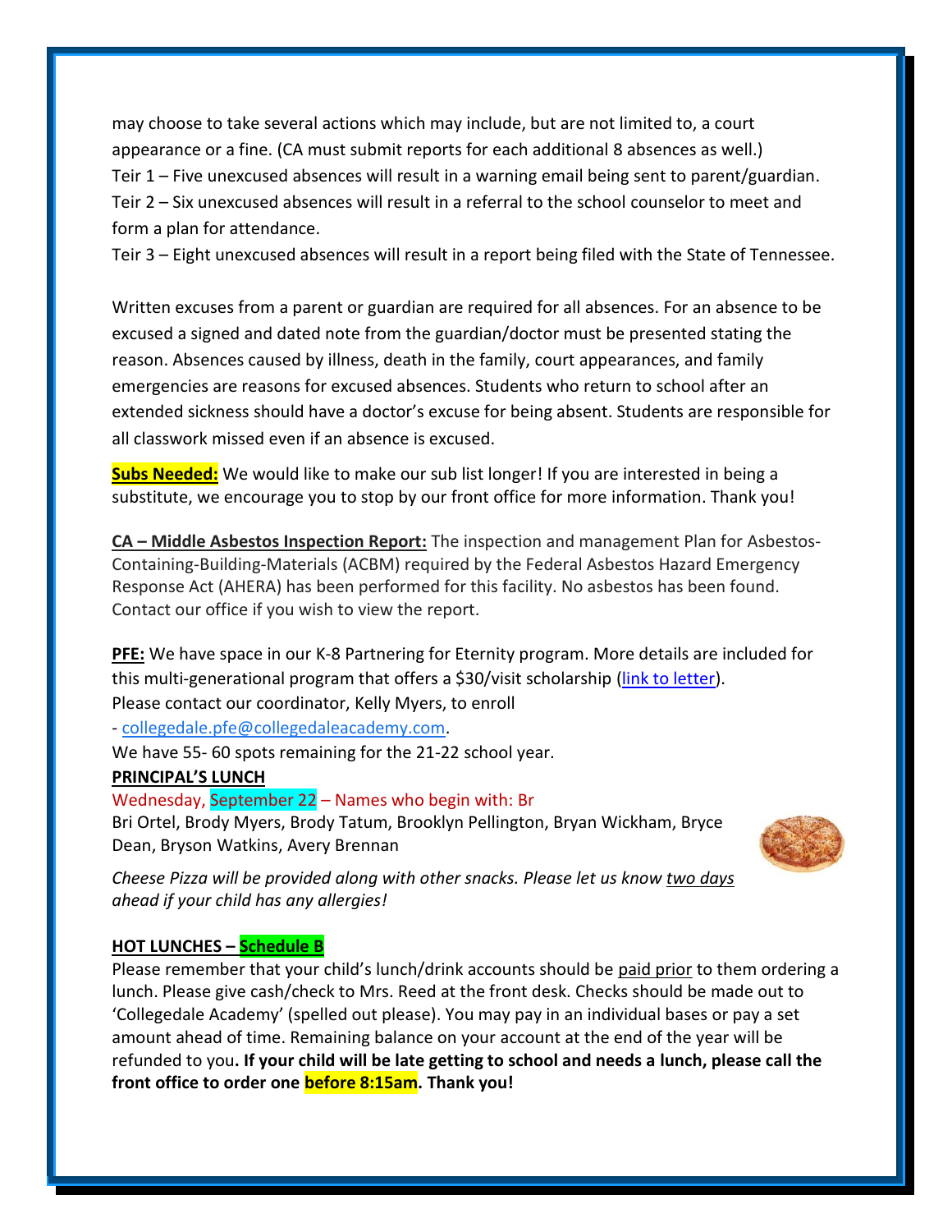may choose to take several actions which may include, but are not limited to, a court appearance or a fine. (CA must submit reports for each additional 8 absences as well.)
Teir 1 – Five unexcused absences will result in a warning email being sent to parent/guardian.
Teir 2 – Six unexcused absences will result in a referral to the school counselor to meet and form a plan for attendance.
Teir 3 – Eight unexcused absences will result in a report being filed with the State of Tennessee.

Written excuses from a parent or guardian are required for all absences. For an absence to be excused a signed and dated note from the guardian/doctor must be presented stating the reason. Absences caused by illness, death in the family, court appearances, and family emergencies are reasons for excused absences. Students who return to school after an extended sickness should have a doctor's excuse for being absent. Students are responsible for all classwork missed even if an absence is excused.

**Subs Needed:** We would like to make our sub list longer! If you are interested in being a substitute, we encourage you to stop by our front office for more information. Thank you!

**CA – Middle Asbestos Inspection Report:** The inspection and management Plan for Asbestos-Containing-Building-Materials (ACBM) required by the Federal Asbestos Hazard Emergency Response Act (AHERA) has been performed for this facility. No asbestos has been found. Contact our office if you wish to view the report.

**PFE:** We have space in our K-8 Partnering for Eternity program. More details are included for this multi-generational program that offers a $30/visit scholarship (link to letter).
Please contact our coordinator, Kelly Myers, to enroll
- collegedale.pfe@collegedaleacademy.com.
We have 55- 60 spots remaining for the 21-22 school year.

**PRINCIPAL'S LUNCH**

Wednesday, September 22 – Names who begin with: Br
Bri Ortel, Brody Myers, Brody Tatum, Brooklyn Pellington, Bryan Wickham, Bryce Dean, Bryson Watkins, Avery Brennan

*Cheese Pizza will be provided along with other snacks. Please let us know two days ahead if your child has any allergies!*

**HOT LUNCHES – Schedule B**

Please remember that your child's lunch/drink accounts should be paid prior to them ordering a lunch. Please give cash/check to Mrs. Reed at the front desk. Checks should be made out to 'Collegedale Academy' (spelled out please). You may pay in an individual bases or pay a set amount ahead of time. Remaining balance on your account at the end of the year will be refunded to you**. If your child will be late getting to school and needs a lunch, please call the front office to order one before 8:15am. Thank you!**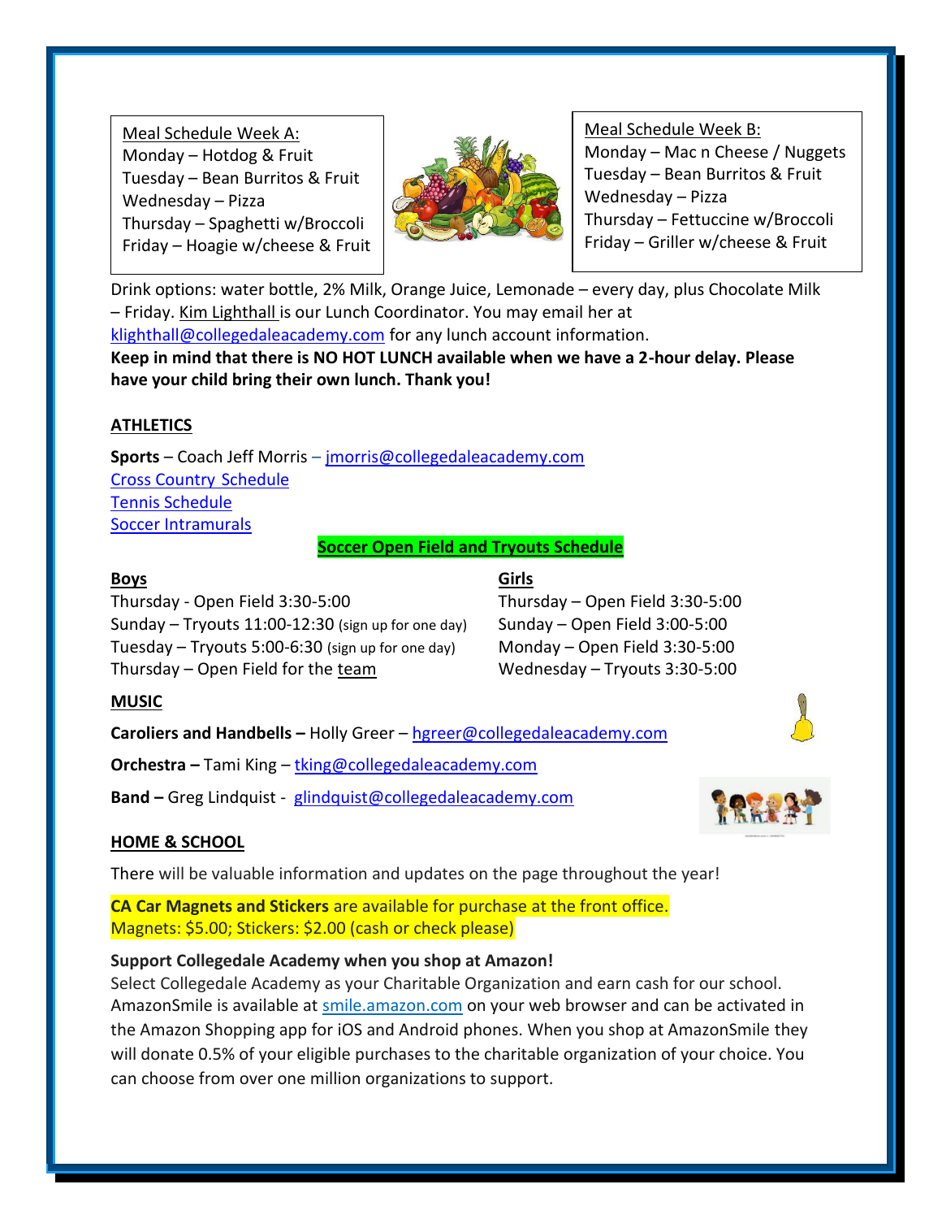Meal Schedule Week A:
Monday – Hotdog & Fruit
Tuesday – Bean Burritos & Fruit
Wednesday – Pizza
Thursday – Spaghetti w/Broccoli
Friday – Hoagie w/cheese & Fruit

Meal Schedule Week B:
Monday – Mac n Cheese / Nuggets
Tuesday – Bean Burritos & Fruit
Wednesday – Pizza
Thursday – Fettuccine w/Broccoli
Friday – Griller w/cheese & Fruit

Drink options: water bottle, 2% Milk, Orange Juice, Lemonade – every day, plus Chocolate Milk – Friday. Kim Lighthall is our Lunch Coordinator. You may email her at klighthall@collegedaleacademy.com for any lunch account information.

**Keep in mind that there is NO HOT LUNCH available when we have a 2-hour delay. Please have your child bring their own lunch. Thank you!**

## ATHLETICS

**Sports** – Coach Jeff Morris – jmorris@collegedaleacademy.com

Cross Country Schedule

Tennis Schedule

Soccer Intramurals

**Soccer Open Field and Tryouts Schedule**

**Boys**

Thursday - Open Field 3:30-5:00
Sunday – Tryouts 11:00-12:30 (sign up for one day)
Tuesday – Tryouts 5:00-6:30 (sign up for one day)
Thursday – Open Field for the team

**Girls**

Thursday – Open Field 3:30-5:00
Sunday – Open Field 3:00-5:00
Monday – Open Field 3:30-5:00
Wednesday – Tryouts 3:30-5:00

## MUSIC

**Caroliers and Handbells –** Holly Greer – hgreer@collegedaleacademy.com

**Orchestra –** Tami King – tking@collegedaleacademy.com

**Band –** Greg Lindquist - glindquist@collegedaleacademy.com

## HOME & SCHOOL

There will be valuable information and updates on the page throughout the year!

**CA Car Magnets and Stickers** are available for purchase at the front office.
Magnets: $5.00; Stickers: $2.00 (cash or check please)

**Support Collegedale Academy when you shop at Amazon!**

Select Collegedale Academy as your Charitable Organization and earn cash for our school. AmazonSmile is available at smile.amazon.com on your web browser and can be activated in the Amazon Shopping app for iOS and Android phones. When you shop at AmazonSmile they will donate 0.5% of your eligible purchases to the charitable organization of your choice. You can choose from over one million organizations to support.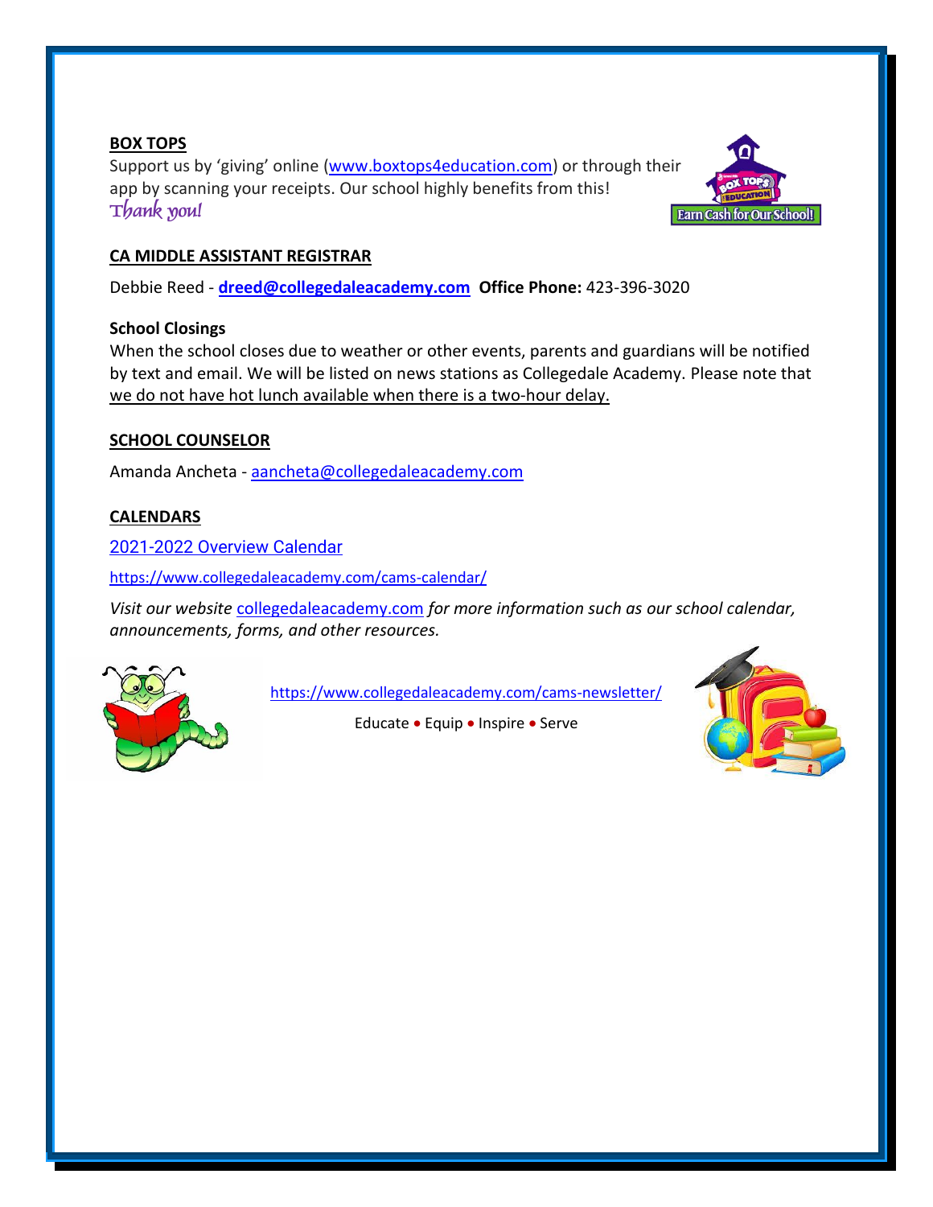## BOX TOPS

Support us by 'giving' online (www.boxtops4education.com) or through their app by scanning your receipts. Our school highly benefits from this!
*Thank you!*

## CA MIDDLE ASSISTANT REGISTRAR

Debbie Reed - **dreed@collegedaleacademy.com** **Office Phone:** 423-396-3020

**School Closings**

When the school closes due to weather or other events, parents and guardians will be notified by text and email. We will be listed on news stations as Collegedale Academy. Please note that we do not have hot lunch available when there is a two-hour delay.

## SCHOOL COUNSELOR

Amanda Ancheta - aancheta@collegedaleacademy.com

## CALENDARS

2021-2022 Overview Calendar

https://www.collegedaleacademy.com/cams-calendar/

*Visit our website* collegedaleacademy.com *for more information such as our school calendar, announcements, forms, and other resources.*

https://www.collegedaleacademy.com/cams-newsletter/

Educate • Equip • Inspire • Serve